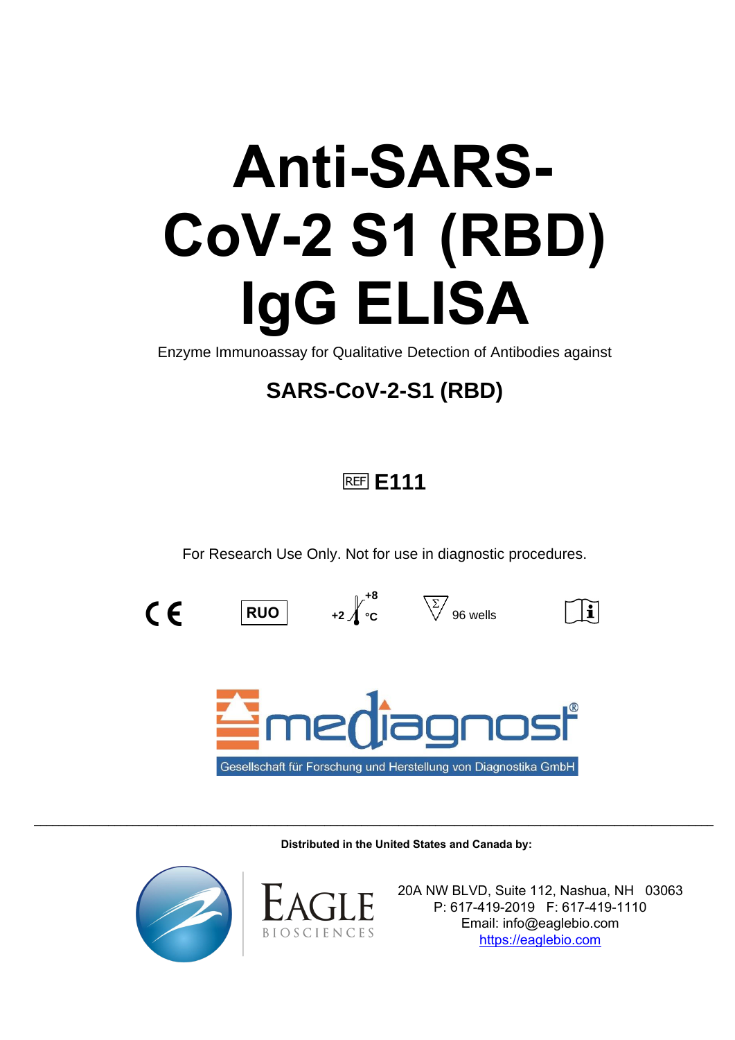# Anti-SARS-CoV-2 S1 (RBD) IgG ELISA

Enzyme Immunoassay for Qualitative Detection of Antibodies against

## SARS-CoV-2-S1 (RBD)

REF **E111**

For Research Use Only. Not for use in diagnostic procedures.

CE RUO +2 °C +8 °C 96 wells

mediagnost®

Gesellschaft für Forschung und Herstellung von Diagnostika GmbH

---

**Distributed in the United States and Canada by:**

EAGLE BIOSCIENCES

20A NW BLVD, Suite 112, Nashua, NH 03063
P: 617-419-2019 F: 617-419-1110
Email: info@eaglebio.com
https://eaglebio.com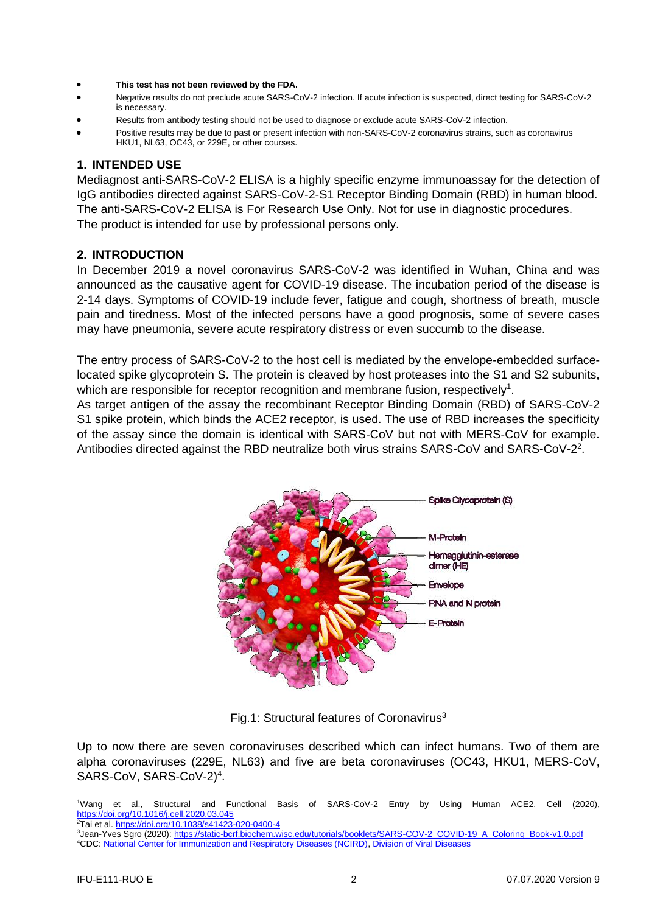- **This test has not been reviewed by the FDA.**
- Negative results do not preclude acute SARS-CoV-2 infection. If acute infection is suspected, direct testing for SARS-CoV-2 is necessary.
- Results from antibody testing should not be used to diagnose or exclude acute SARS-CoV-2 infection.
- Positive results may be due to past or present infection with non-SARS-CoV-2 coronavirus strains, such as coronavirus HKU1, NL63, OC43, or 229E, or other courses.

## 1. INTENDED USE

Mediagnost anti-SARS-CoV-2 ELISA is a highly specific enzyme immunoassay for the detection of IgG antibodies directed against SARS-CoV-2-S1 Receptor Binding Domain (RBD) in human blood. The anti-SARS-CoV-2 ELISA is For Research Use Only. Not for use in diagnostic procedures. The product is intended for use by professional persons only.

## 2. INTRODUCTION

In December 2019 a novel coronavirus SARS-CoV-2 was identified in Wuhan, China and was announced as the causative agent for COVID-19 disease. The incubation period of the disease is 2-14 days. Symptoms of COVID-19 include fever, fatigue and cough, shortness of breath, muscle pain and tiredness. Most of the infected persons have a good prognosis, some of severe cases may have pneumonia, severe acute respiratory distress or even succumb to the disease.

The entry process of SARS-CoV-2 to the host cell is mediated by the envelope-embedded surface-located spike glycoprotein S. The protein is cleaved by host proteases into the S1 and S2 subunits, which are responsible for receptor recognition and membrane fusion, respectively[1].
As target antigen of the assay the recombinant Receptor Binding Domain (RBD) of SARS-CoV-2 S1 spike protein, which binds the ACE2 receptor, is used. The use of RBD increases the specificity of the assay since the domain is identical with SARS-CoV but not with MERS-CoV for example. Antibodies directed against the RBD neutralize both virus strains SARS-CoV and SARS-CoV-2[2].

Spike Glycoprotein (S)
M-Protein
Hemagglutinin-esterase dimer (HE)
Envelope
RNA and N protein
E-Protein

Fig.1: Structural features of Coronavirus[3]

Up to now there are seven coronaviruses described which can infect humans. Two of them are alpha coronaviruses (229E, NL63) and five are beta coronaviruses (OC43, HKU1, MERS-CoV, SARS-CoV, SARS-CoV-2)[4].

[1]Wang et al., Structural and Functional Basis of SARS-CoV-2 Entry by Using Human ACE2, Cell (2020), https://doi.org/10.1016/j.cell.2020.03.045
[2]Tai et al. https://doi.org/10.1038/s41423-020-0400-4
[3]Jean-Yves Sgro (2020): https://static-bcrf.biochem.wisc.edu/tutorials/booklets/SARS-COV-2_COVID-19_A_Coloring_Book-v1.0.pdf
[4]CDC: National Center for Immunization and Respiratory Diseases (NCIRD), Division of Viral Diseases

IFU-E111-RUO E 07.07.2020 Version 9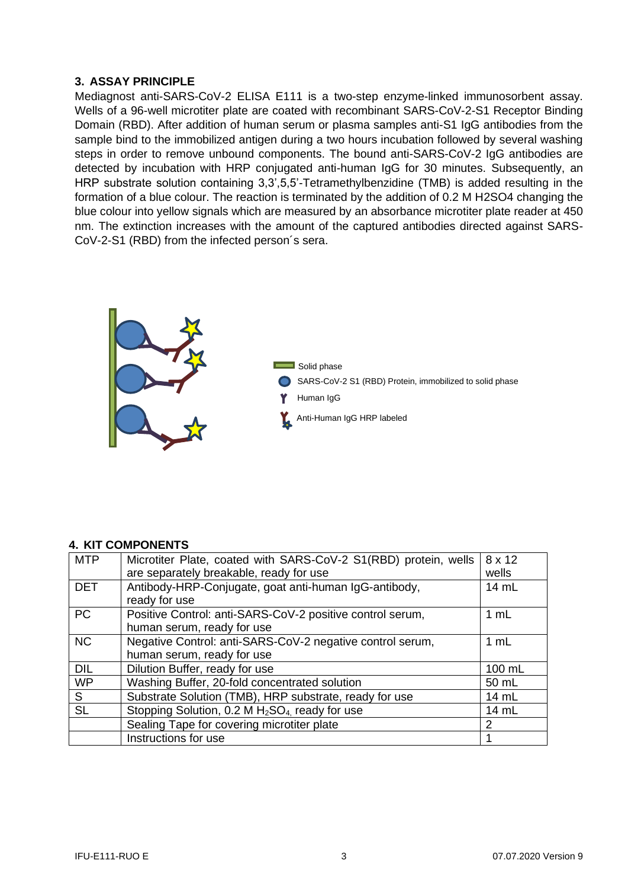## 3. ASSAY PRINCIPLE

Mediagnost anti-SARS-CoV-2 ELISA E111 is a two-step enzyme-linked immunosorbent assay. Wells of a 96-well microtiter plate are coated with recombinant SARS-CoV-2-S1 Receptor Binding Domain (RBD). After addition of human serum or plasma samples anti-S1 IgG antibodies from the sample bind to the immobilized antigen during a two hours incubation followed by several washing steps in order to remove unbound components. The bound anti-SARS-CoV-2 IgG antibodies are detected by incubation with HRP conjugated anti-human IgG for 30 minutes. Subsequently, an HRP substrate solution containing 3,3',5,5'-Tetramethylbenzidine (TMB) is added resulting in the formation of a blue colour. The reaction is terminated by the addition of 0.2 M H2SO4 changing the blue colour into yellow signals which are measured by an absorbance microtiter plate reader at 450 nm. The extinction increases with the amount of the captured antibodies directed against SARS-CoV-2-S1 (RBD) from the infected person´s sera.

Solid phase
SARS-CoV-2 S1 (RBD) Protein, immobilized to solid phase
Human IgG
Anti-Human IgG HRP labeled

## 4. KIT COMPONENTS

| | | |
|---|---|---|
| MTP | Microtiter Plate, coated with SARS-CoV-2 S1(RBD) protein, wells are separately breakable, ready for use | 8 x 12 wells |
| DET | Antibody-HRP-Conjugate, goat anti-human IgG-antibody, ready for use | 14 mL |
| PC | Positive Control: anti-SARS-CoV-2 positive control serum, human serum, ready for use | 1 mL |
| NC | Negative Control: anti-SARS-CoV-2 negative control serum, human serum, ready for use | 1 mL |
| DIL | Dilution Buffer, ready for use | 100 mL |
| WP | Washing Buffer, 20-fold concentrated solution | 50 mL |
| S | Substrate Solution (TMB), HRP substrate, ready for use | 14 mL |
| SL | Stopping Solution, 0.2 M $H_2SO_4$, ready for use | 14 mL |
| | Sealing Tape for covering microtiter plate | 2 |
| | Instructions for use | 1 |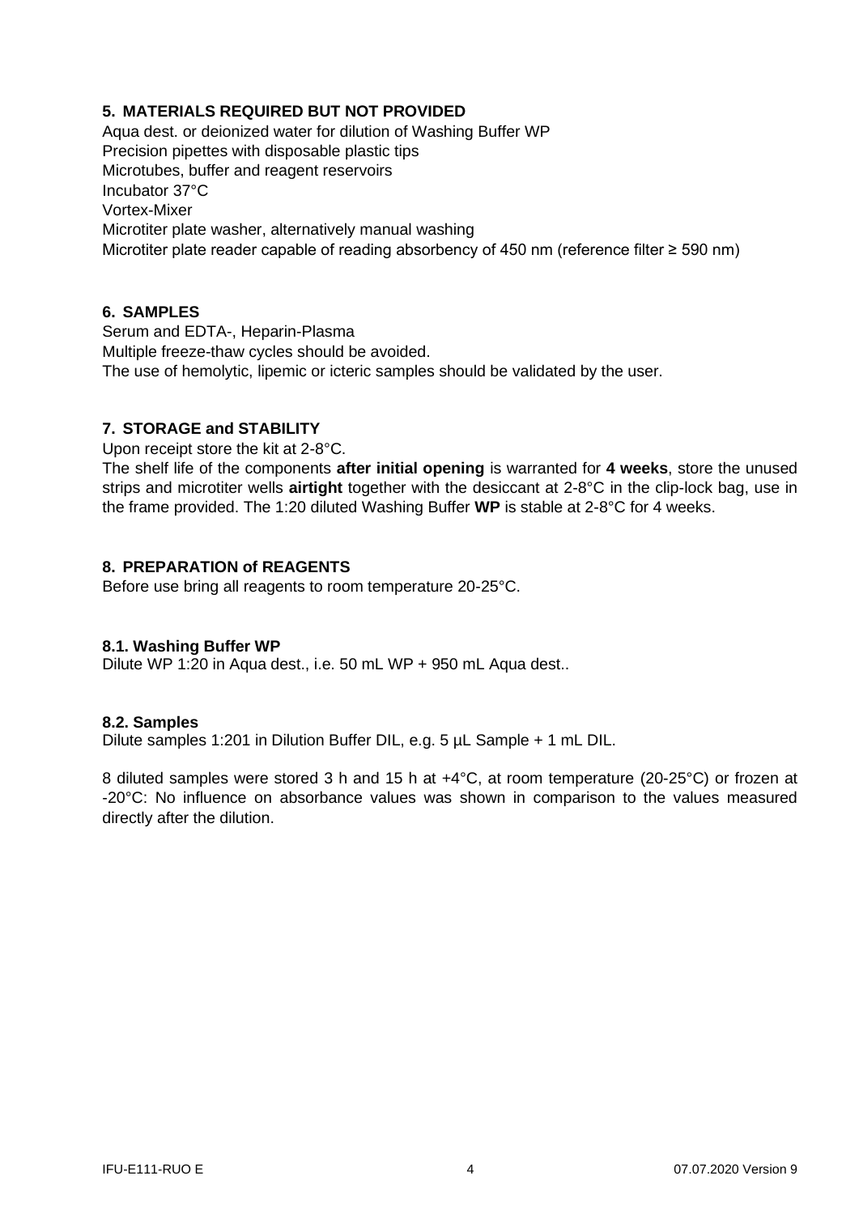## 5. MATERIALS REQUIRED BUT NOT PROVIDED

Aqua dest. or deionized water for dilution of Washing Buffer WP
Precision pipettes with disposable plastic tips
Microtubes, buffer and reagent reservoirs
Incubator 37°C
Vortex-Mixer
Microtiter plate washer, alternatively manual washing
Microtiter plate reader capable of reading absorbency of 450 nm (reference filter ≥ 590 nm)

## 6. SAMPLES

Serum and EDTA-, Heparin-Plasma
Multiple freeze-thaw cycles should be avoided.
The use of hemolytic, lipemic or icteric samples should be validated by the user.

## 7. STORAGE and STABILITY

Upon receipt store the kit at 2-8°C.
The shelf life of the components **after initial opening** is warranted for **4 weeks**, store the unused strips and microtiter wells **airtight** together with the desiccant at 2-8°C in the clip-lock bag, use in the frame provided. The 1:20 diluted Washing Buffer **WP** is stable at 2-8°C for 4 weeks.

## 8. PREPARATION of REAGENTS

Before use bring all reagents to room temperature 20-25°C.

### 8.1. Washing Buffer WP

Dilute WP 1:20 in Aqua dest., i.e. 50 mL WP + 950 mL Aqua dest..

### 8.2. Samples

Dilute samples 1:201 in Dilution Buffer DIL, e.g. 5 µL Sample + 1 mL DIL.

8 diluted samples were stored 3 h and 15 h at +4°C, at room temperature (20-25°C) or frozen at -20°C: No influence on absorbance values was shown in comparison to the values measured directly after the dilution.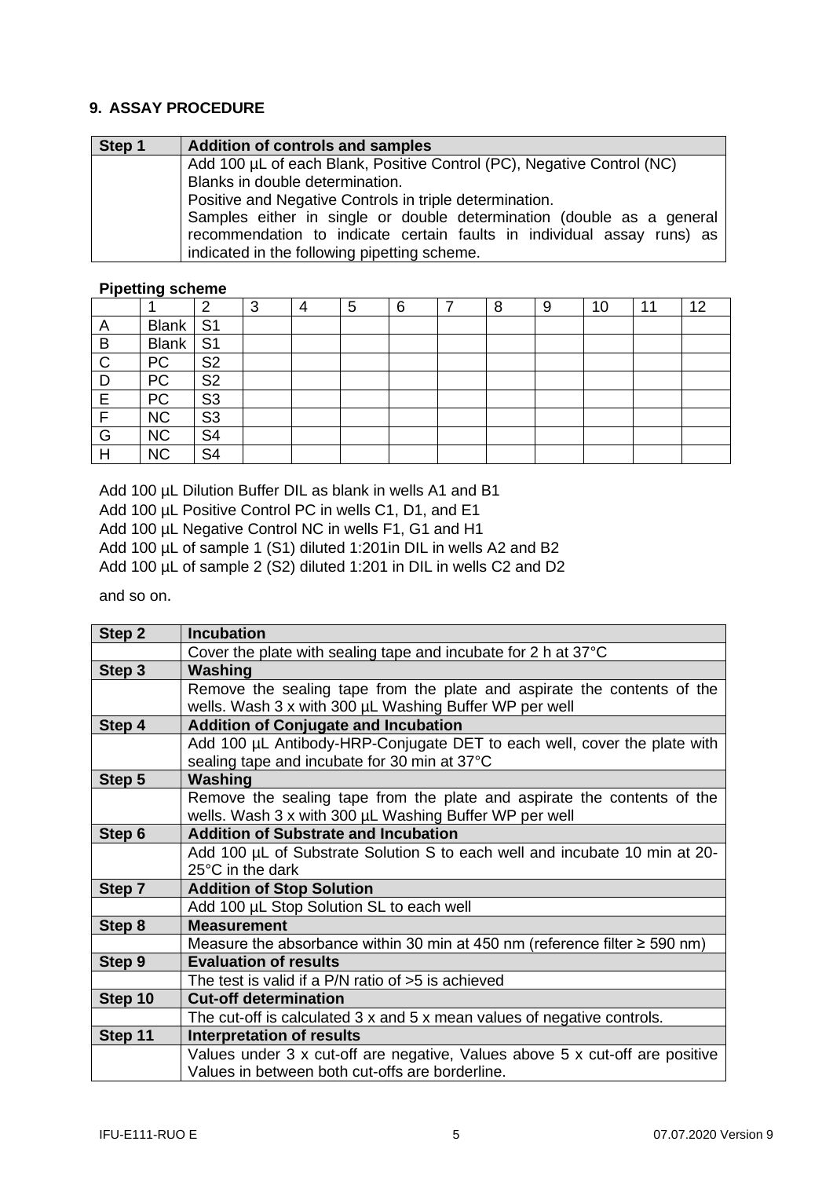## 9. ASSAY PROCEDURE

| Step 1 | Addition of controls and samples |
|---|---|
| | Add 100 µL of each Blank, Positive Control (PC), Negative Control (NC)<br>Blanks in double determination.<br>Positive and Negative Controls in triple determination.<br>Samples either in single or double determination (double as a general recommendation to indicate certain faults in individual assay runs) as indicated in the following pipetting scheme. |

**Pipetting scheme**

| | 1 | 2 | 3 | 4 | 5 | 6 | 7 | 8 | 9 | 10 | 11 | 12 |
|---|---|---|---|---|---|---|---|---|---|---|---|---|
| A | Blank | S1 | | | | | | | | | | |
| B | Blank | S1 | | | | | | | | | | |
| C | PC | S2 | | | | | | | | | | |
| D | PC | S2 | | | | | | | | | | |
| E | PC | S3 | | | | | | | | | | |
| F | NC | S3 | | | | | | | | | | |
| G | NC | S4 | | | | | | | | | | |
| H | NC | S4 | | | | | | | | | | |

Add 100 µL Dilution Buffer DIL as blank in wells A1 and B1
Add 100 µL Positive Control PC in wells C1, D1, and E1
Add 100 µL Negative Control NC in wells F1, G1 and H1
Add 100 µL of sample 1 (S1) diluted 1:201in DIL in wells A2 and B2
Add 100 µL of sample 2 (S2) diluted 1:201 in DIL in wells C2 and D2

and so on.

| Step 2 | Incubation |
|---|---|
| | Cover the plate with sealing tape and incubate for 2 h at 37°C |
| **Step 3** | **Washing** |
| | Remove the sealing tape from the plate and aspirate the contents of the wells. Wash 3 x with 300 µL Washing Buffer WP per well |
| **Step 4** | **Addition of Conjugate and Incubation** |
| | Add 100 µL Antibody-HRP-Conjugate DET to each well, cover the plate with sealing tape and incubate for 30 min at 37°C |
| **Step 5** | **Washing** |
| | Remove the sealing tape from the plate and aspirate the contents of the wells. Wash 3 x with 300 µL Washing Buffer WP per well |
| **Step 6** | **Addition of Substrate and Incubation** |
| | Add 100 µL of Substrate Solution S to each well and incubate 10 min at 20-25°C in the dark |
| **Step 7** | **Addition of Stop Solution** |
| | Add 100 µL Stop Solution SL to each well |
| **Step 8** | **Measurement** |
| | Measure the absorbance within 30 min at 450 nm (reference filter ≥ 590 nm) |
| **Step 9** | **Evaluation of results** |
| | The test is valid if a P/N ratio of >5 is achieved |
| **Step 10** | **Cut-off determination** |
| | The cut-off is calculated 3 x and 5 x mean values of negative controls. |
| **Step 11** | **Interpretation of results** |
| | Values under 3 x cut-off are negative, Values above 5 x cut-off are positive Values in between both cut-offs are borderline. |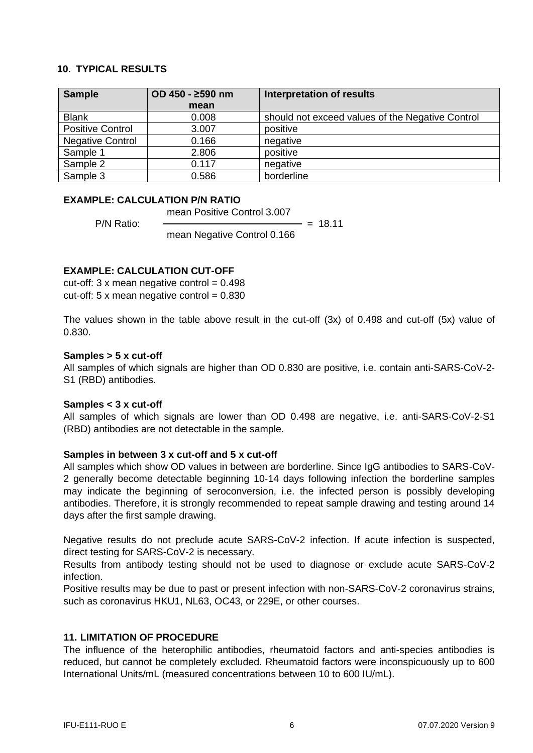## 10. TYPICAL RESULTS

| Sample | OD 450 - ≥590 nm mean | Interpretation of results |
|---|---|---|
| Blank | 0.008 | should not exceed values of the Negative Control |
| Positive Control | 3.007 | positive |
| Negative Control | 0.166 | negative |
| Sample 1 | 2.806 | positive |
| Sample 2 | 0.117 | negative |
| Sample 3 | 0.586 | borderline |

**EXAMPLE: CALCULATION P/N RATIO**

$$\text{P/N Ratio: } \frac{\text{mean Positive Control 3.007}}{\text{mean Negative Control 0.166}} = 18.11$$

**EXAMPLE: CALCULATION CUT-OFF**

cut-off: 3 x mean negative control = 0.498
cut-off: 5 x mean negative control = 0.830

The values shown in the table above result in the cut-off (3x) of 0.498 and cut-off (5x) value of 0.830.

**Samples > 5 x cut-off**

All samples of which signals are higher than OD 0.830 are positive, i.e. contain anti-SARS-CoV-2-S1 (RBD) antibodies.

**Samples < 3 x cut-off**

All samples of which signals are lower than OD 0.498 are negative, i.e. anti-SARS-CoV-2-S1 (RBD) antibodies are not detectable in the sample.

**Samples in between 3 x cut-off and 5 x cut-off**

All samples which show OD values in between are borderline. Since IgG antibodies to SARS-CoV-2 generally become detectable beginning 10-14 days following infection the borderline samples may indicate the beginning of seroconversion, i.e. the infected person is possibly developing antibodies. Therefore, it is strongly recommended to repeat sample drawing and testing around 14 days after the first sample drawing.

Negative results do not preclude acute SARS-CoV-2 infection. If acute infection is suspected, direct testing for SARS-CoV-2 is necessary.
Results from antibody testing should not be used to diagnose or exclude acute SARS-CoV-2 infection.
Positive results may be due to past or present infection with non-SARS-CoV-2 coronavirus strains, such as coronavirus HKU1, NL63, OC43, or 229E, or other courses.

## 11. LIMITATION OF PROCEDURE

The influence of the heterophilic antibodies, rheumatoid factors and anti-species antibodies is reduced, but cannot be completely excluded. Rheumatoid factors were inconspicuously up to 600 International Units/mL (measured concentrations between 10 to 600 IU/mL).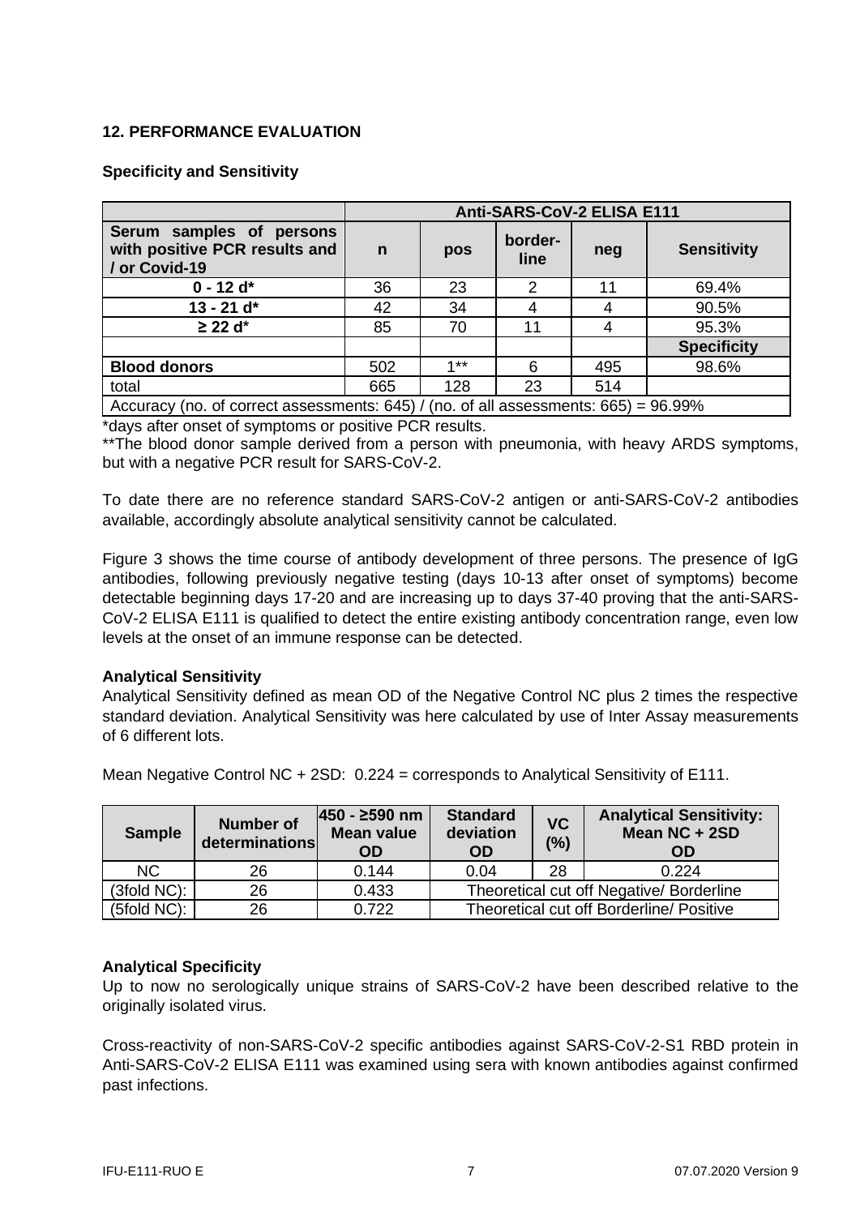## 12. PERFORMANCE EVALUATION

### Specificity and Sensitivity

| | Anti-SARS-CoV-2 ELISA E111 | | | | |
|---|---|---|---|---|---|
| **Serum samples of persons with positive PCR results and / or Covid-19** | **n** | **pos** | **border-line** | **neg** | **Sensitivity** |
| **0 - 12 d*** | 36 | 23 | 2 | 11 | 69.4% |
| **13 - 21 d*** | 42 | 34 | 4 | 4 | 90.5% |
| **≥ 22 d*** | 85 | 70 | 11 | 4 | 95.3% |
| | | | | | **Specificity** |
| **Blood donors** | 502 | 1** | 6 | 495 | 98.6% |
| total | 665 | 128 | 23 | 514 | |
| Accuracy (no. of correct assessments: 645) / (no. of all assessments: 665) = 96.99% | | | | | |

*days after onset of symptoms or positive PCR results.

**The blood donor sample derived from a person with pneumonia, with heavy ARDS symptoms, but with a negative PCR result for SARS-CoV-2.

To date there are no reference standard SARS-CoV-2 antigen or anti-SARS-CoV-2 antibodies available, accordingly absolute analytical sensitivity cannot be calculated.

Figure 3 shows the time course of antibody development of three persons. The presence of IgG antibodies, following previously negative testing (days 10-13 after onset of symptoms) become detectable beginning days 17-20 and are increasing up to days 37-40 proving that the anti-SARS-CoV-2 ELISA E111 is qualified to detect the entire existing antibody concentration range, even low levels at the onset of an immune response can be detected.

### Analytical Sensitivity

Analytical Sensitivity defined as mean OD of the Negative Control NC plus 2 times the respective standard deviation. Analytical Sensitivity was here calculated by use of Inter Assay measurements of 6 different lots.

Mean Negative Control NC + 2SD: 0.224 = corresponds to Analytical Sensitivity of E111.

| Sample | Number of determinations | 450 - ≥590 nm Mean value OD | Standard deviation OD | VC (%) | Analytical Sensitivity: Mean NC + 2SD OD |
|---|---|---|---|---|---|
| NC | 26 | 0.144 | 0.04 | 28 | 0.224 |
| (3fold NC): | 26 | 0.433 | Theoretical cut off Negative/ Borderline | | |
| (5fold NC): | 26 | 0.722 | Theoretical cut off Borderline/ Positive | | |

### Analytical Specificity

Up to now no serologically unique strains of SARS-CoV-2 have been described relative to the originally isolated virus.

Cross-reactivity of non-SARS-CoV-2 specific antibodies against SARS-CoV-2-S1 RBD protein in Anti-SARS-CoV-2 ELISA E111 was examined using sera with known antibodies against confirmed past infections.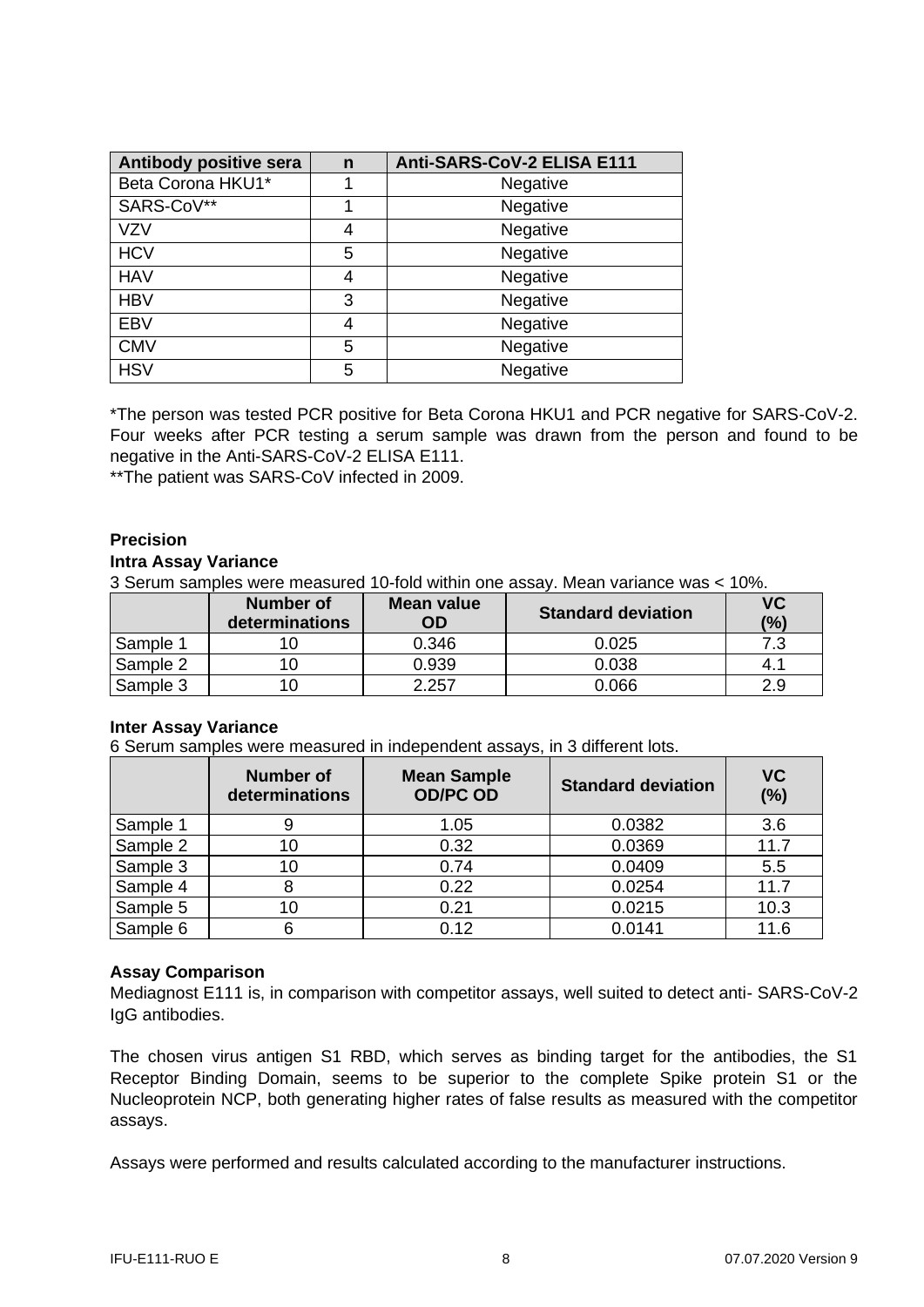| Antibody positive sera | n | Anti-SARS-CoV-2 ELISA E111 |
|---|---|---|
| Beta Corona HKU1* | 1 | Negative |
| SARS-CoV** | 1 | Negative |
| VZV | 4 | Negative |
| HCV | 5 | Negative |
| HAV | 4 | Negative |
| HBV | 3 | Negative |
| EBV | 4 | Negative |
| CMV | 5 | Negative |
| HSV | 5 | Negative |

*The person was tested PCR positive for Beta Corona HKU1 and PCR negative for SARS-CoV-2. Four weeks after PCR testing a serum sample was drawn from the person and found to be negative in the Anti-SARS-CoV-2 ELISA E111.
**The patient was SARS-CoV infected in 2009.

**Precision**

**Intra Assay Variance**

3 Serum samples were measured 10-fold within one assay. Mean variance was < 10%.

| | Number of determinations | Mean value OD | Standard deviation | VC (%) |
|---|---|---|---|---|
| Sample 1 | 10 | 0.346 | 0.025 | 7.3 |
| Sample 2 | 10 | 0.939 | 0.038 | 4.1 |
| Sample 3 | 10 | 2.257 | 0.066 | 2.9 |

**Inter Assay Variance**

6 Serum samples were measured in independent assays, in 3 different lots.

| | Number of determinations | Mean Sample OD/PC OD | Standard deviation | VC (%) |
|---|---|---|---|---|
| Sample 1 | 9 | 1.05 | 0.0382 | 3.6 |
| Sample 2 | 10 | 0.32 | 0.0369 | 11.7 |
| Sample 3 | 10 | 0.74 | 0.0409 | 5.5 |
| Sample 4 | 8 | 0.22 | 0.0254 | 11.7 |
| Sample 5 | 10 | 0.21 | 0.0215 | 10.3 |
| Sample 6 | 6 | 0.12 | 0.0141 | 11.6 |

**Assay Comparison**

Mediagnost E111 is, in comparison with competitor assays, well suited to detect anti- SARS-CoV-2 IgG antibodies.

The chosen virus antigen S1 RBD, which serves as binding target for the antibodies, the S1 Receptor Binding Domain, seems to be superior to the complete Spike protein S1 or the Nucleoprotein NCP, both generating higher rates of false results as measured with the competitor assays.

Assays were performed and results calculated according to the manufacturer instructions.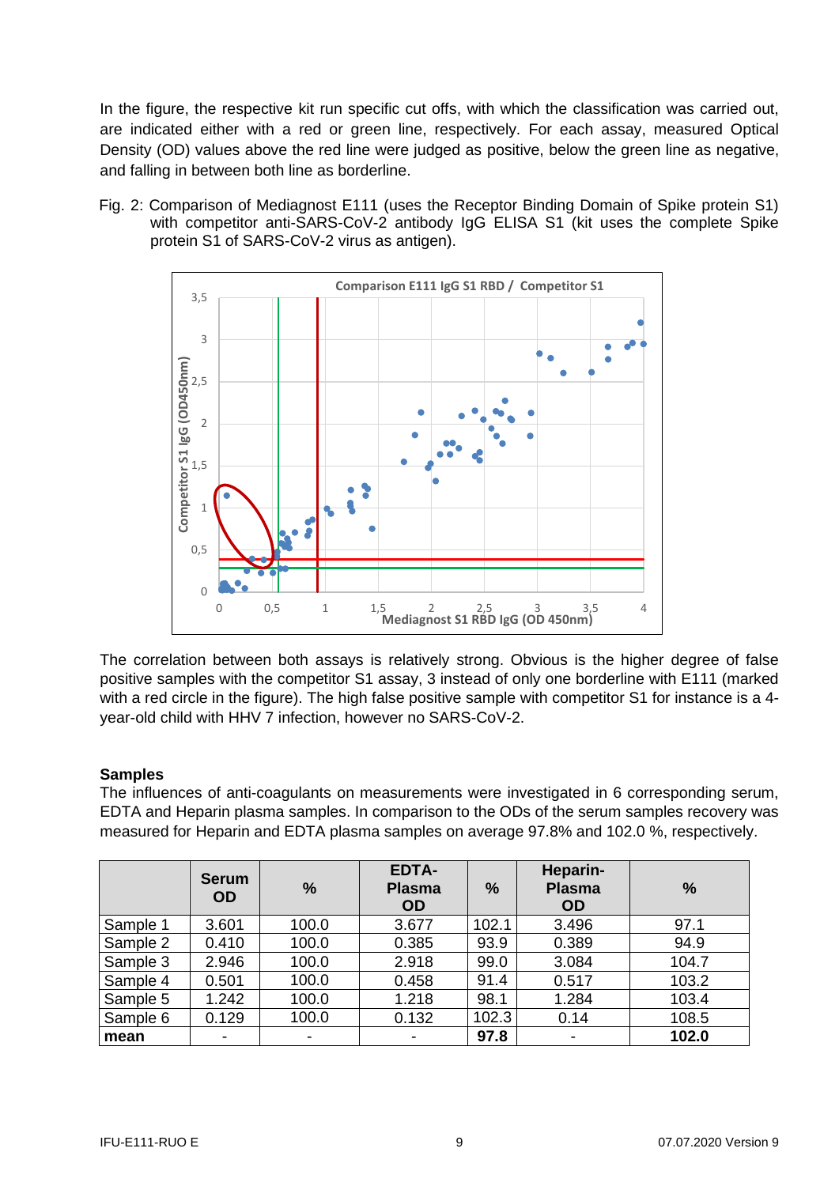In the figure, the respective kit run specific cut offs, with which the classification was carried out, are indicated either with a red or green line, respectively. For each assay, measured Optical Density (OD) values above the red line were judged as positive, below the green line as negative, and falling in between both line as borderline.

Fig. 2: Comparison of Mediagnost E111 (uses the Receptor Binding Domain of Spike protein S1) with competitor anti-SARS-CoV-2 antibody IgG ELISA S1 (kit uses the complete Spike protein S1 of SARS-CoV-2 virus as antigen).

The correlation between both assays is relatively strong. Obvious is the higher degree of false positive samples with the competitor S1 assay, 3 instead of only one borderline with E111 (marked with a red circle in the figure). The high false positive sample with competitor S1 for instance is a 4-year-old child with HHV 7 infection, however no SARS-CoV-2.

**Samples**

The influences of anti-coagulants on measurements were investigated in 6 corresponding serum, EDTA and Heparin plasma samples. In comparison to the ODs of the serum samples recovery was measured for Heparin and EDTA plasma samples on average 97.8% and 102.0 %, respectively.

| | **Serum OD** | **%** | **EDTA-Plasma OD** | **%** | **Heparin-Plasma OD** | **%** |
|---|---|---|---|---|---|---|
| Sample 1 | 3.601 | 100.0 | 3.677 | 102.1 | 3.496 | 97.1 |
| Sample 2 | 0.410 | 100.0 | 0.385 | 93.9 | 0.389 | 94.9 |
| Sample 3 | 2.946 | 100.0 | 2.918 | 99.0 | 3.084 | 104.7 |
| Sample 4 | 0.501 | 100.0 | 0.458 | 91.4 | 0.517 | 103.2 |
| Sample 5 | 1.242 | 100.0 | 1.218 | 98.1 | 1.284 | 103.4 |
| Sample 6 | 0.129 | 100.0 | 0.132 | 102.3 | 0.14 | 108.5 |
| **mean** | - | - | - | **97.8** | - | **102.0** |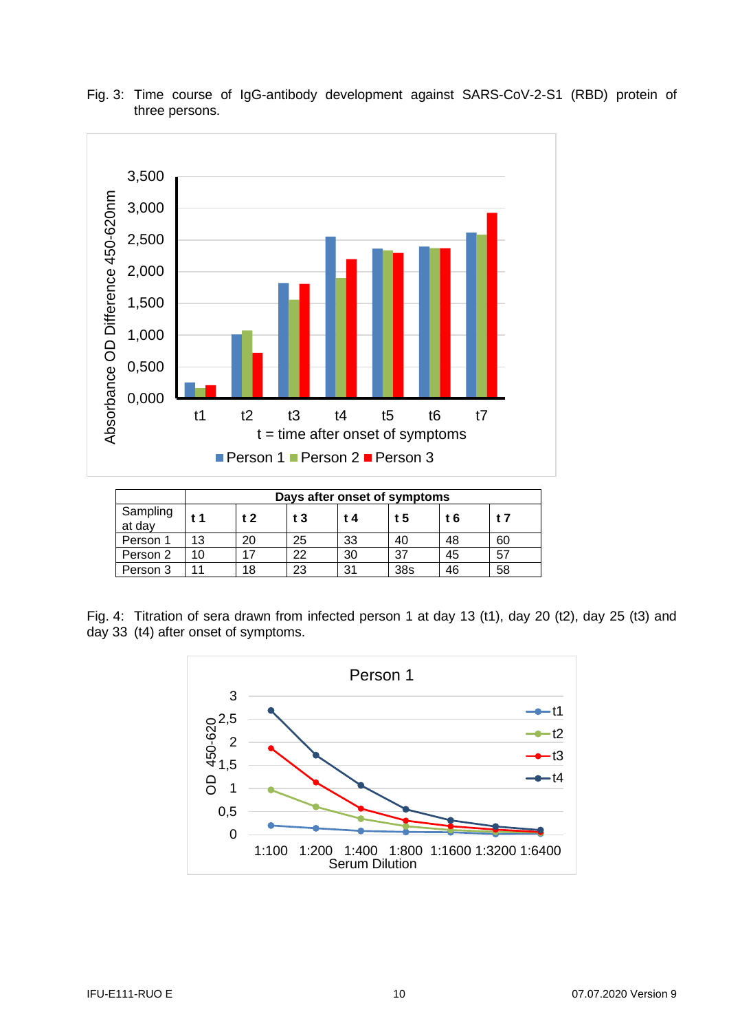Fig. 3: Time course of IgG-antibody development against SARS-CoV-2-S1 (RBD) protein of three persons.

| | Days after onset of symptoms | | | | | | |
|---|---|---|---|---|---|---|---|
| Sampling at day | **t 1** | **t 2** | **t 3** | **t 4** | **t 5** | **t 6** | **t 7** |
| Person 1 | 13 | 20 | 25 | 33 | 40 | 48 | 60 |
| Person 2 | 10 | 17 | 22 | 30 | 37 | 45 | 57 |
| Person 3 | 11 | 18 | 23 | 31 | 38s | 46 | 58 |

Fig. 4: Titration of sera drawn from infected person 1 at day 13 (t1), day 20 (t2), day 25 (t3) and day 33 (t4) after onset of symptoms.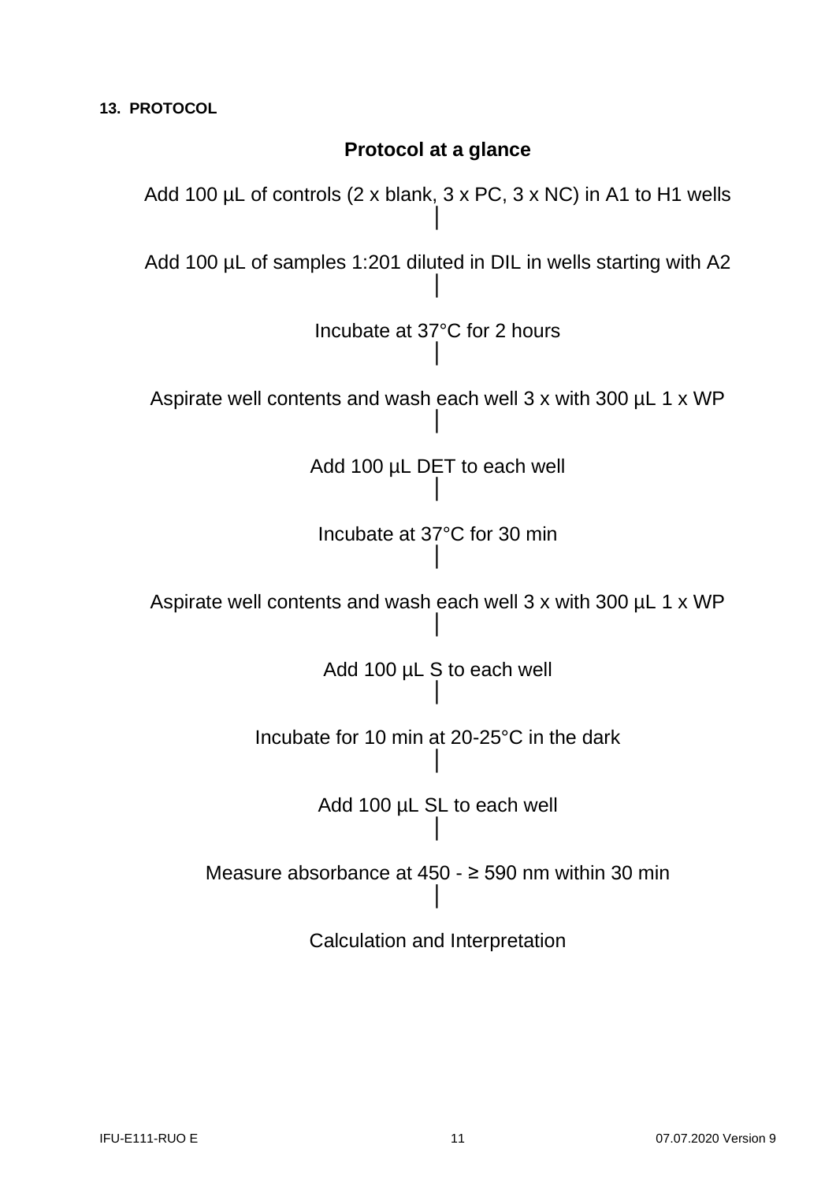## 13. PROTOCOL

### Protocol at a glance

Add 100 µL of controls (2 x blank, 3 x PC, 3 x NC) in A1 to H1 wells

│

Add 100 µL of samples 1:201 diluted in DIL in wells starting with A2

│

Incubate at 37°C for 2 hours

│

Aspirate well contents and wash each well 3 x with 300 µL 1 x WP

│

Add 100 µL DET to each well

│

Incubate at 37°C for 30 min

│

Aspirate well contents and wash each well 3 x with 300 µL 1 x WP

│

Add 100 µL S to each well

│

Incubate for 10 min at 20-25°C in the dark

│

Add 100 µL SL to each well

│

Measure absorbance at 450 - ≥ 590 nm within 30 min

│

Calculation and Interpretation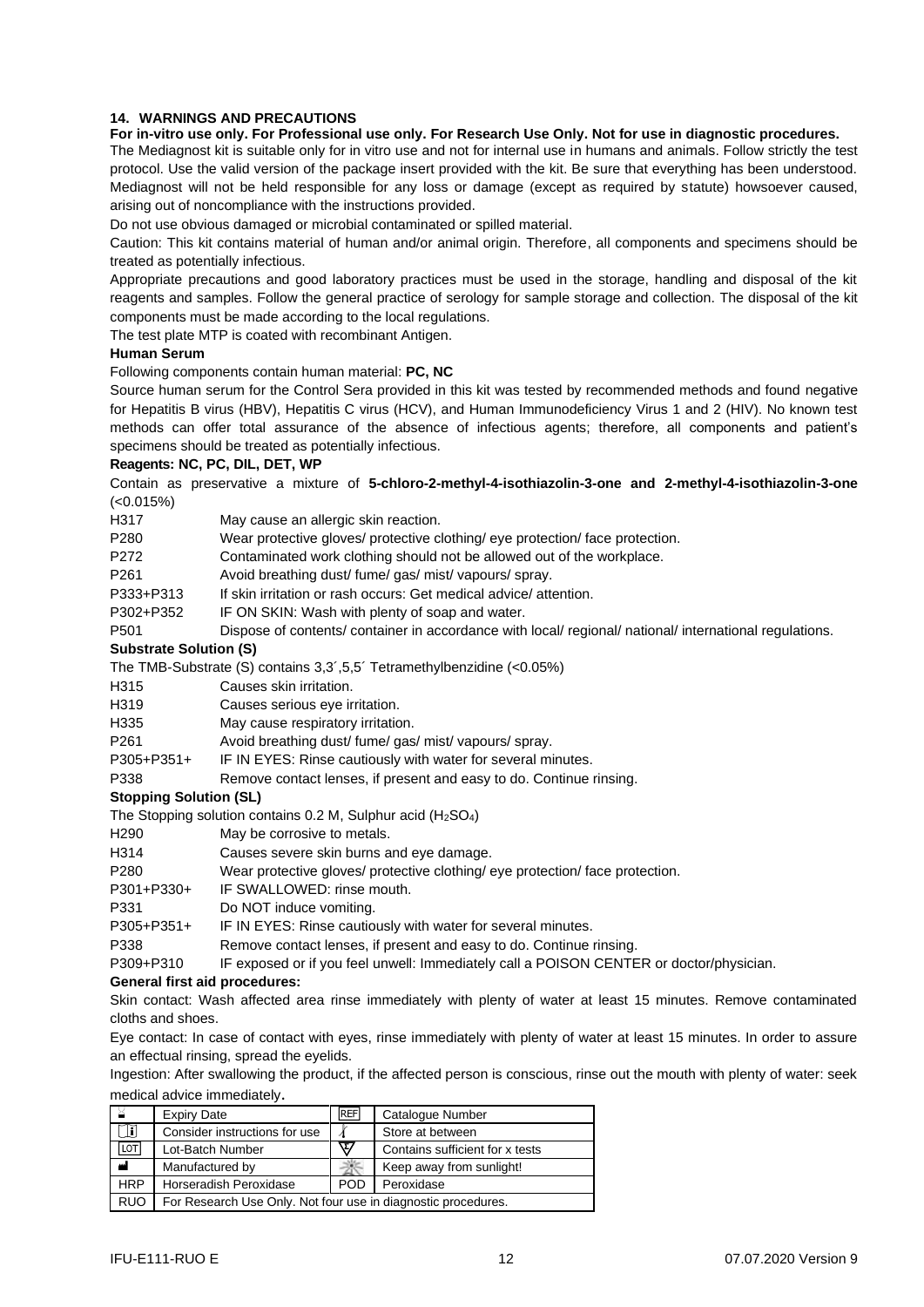## 14. WARNINGS AND PRECAUTIONS

**For in-vitro use only. For Professional use only. For Research Use Only. Not for use in diagnostic procedures.**

The Mediagnost kit is suitable only for in vitro use and not for internal use in humans and animals. Follow strictly the test protocol. Use the valid version of the package insert provided with the kit. Be sure that everything has been understood. Mediagnost will not be held responsible for any loss or damage (except as required by statute) howsoever caused, arising out of noncompliance with the instructions provided.

Do not use obvious damaged or microbial contaminated or spilled material.

Caution: This kit contains material of human and/or animal origin. Therefore, all components and specimens should be treated as potentially infectious.

Appropriate precautions and good laboratory practices must be used in the storage, handling and disposal of the kit reagents and samples. Follow the general practice of serology for sample storage and collection. The disposal of the kit components must be made according to the local regulations.

The test plate MTP is coated with recombinant Antigen.

**Human Serum**

Following components contain human material: **PC, NC**

Source human serum for the Control Sera provided in this kit was tested by recommended methods and found negative for Hepatitis B virus (HBV), Hepatitis C virus (HCV), and Human Immunodeficiency Virus 1 and 2 (HIV). No known test methods can offer total assurance of the absence of infectious agents; therefore, all components and patient's specimens should be treated as potentially infectious.

**Reagents: NC, PC, DIL, DET, WP**

Contain as preservative a mixture of **5-chloro-2-methyl-4-isothiazolin-3-one and 2-methyl-4-isothiazolin-3-one** (<0.015%)

| | |
|---|---|
| H317 | May cause an allergic skin reaction. |
| P280 | Wear protective gloves/ protective clothing/ eye protection/ face protection. |
| P272 | Contaminated work clothing should not be allowed out of the workplace. |
| P261 | Avoid breathing dust/ fume/ gas/ mist/ vapours/ spray. |
| P333+P313 | If skin irritation or rash occurs: Get medical advice/ attention. |
| P302+P352 | IF ON SKIN: Wash with plenty of soap and water. |
| P501 | Dispose of contents/ container in accordance with local/ regional/ national/ international regulations. |

**Substrate Solution (S)**

The TMB-Substrate (S) contains 3,3´,5,5´ Tetramethylbenzidine (<0.05%)

| | |
|---|---|
| H315 | Causes skin irritation. |
| H319 | Causes serious eye irritation. |
| H335 | May cause respiratory irritation. |
| P261 | Avoid breathing dust/ fume/ gas/ mist/ vapours/ spray. |
| P305+P351+ | IF IN EYES: Rinse cautiously with water for several minutes. |
| P338 | Remove contact lenses, if present and easy to do. Continue rinsing. |

**Stopping Solution (SL)**

The Stopping solution contains 0.2 M, Sulphur acid ($H_2SO_4$)

| | |
|---|---|
| H290 | May be corrosive to metals. |
| H314 | Causes severe skin burns and eye damage. |
| P280 | Wear protective gloves/ protective clothing/ eye protection/ face protection. |
| P301+P330+ | IF SWALLOWED: rinse mouth. |
| P331 | Do NOT induce vomiting. |
| P305+P351+ | IF IN EYES: Rinse cautiously with water for several minutes. |
| P338 | Remove contact lenses, if present and easy to do. Continue rinsing. |
| P309+P310 | IF exposed or if you feel unwell: Immediately call a POISON CENTER or doctor/physician. |

**General first aid procedures:**

Skin contact: Wash affected area rinse immediately with plenty of water at least 15 minutes. Remove contaminated cloths and shoes.

Eye contact: In case of contact with eyes, rinse immediately with plenty of water at least 15 minutes. In order to assure an effectual rinsing, spread the eyelids.

Ingestion: After swallowing the product, if the affected person is conscious, rinse out the mouth with plenty of water: seek medical advice immediately.

| | | | |
|---|---|---|---|
| | Expiry Date | REF | Catalogue Number |
| | Consider instructions for use | | Store at between |
| LOT | Lot-Batch Number | | Contains sufficient for x tests |
| | Manufactured by | | Keep away from sunlight! |
| HRP | Horseradish Peroxidase | POD | Peroxidase |
| RUO | For Research Use Only. Not four use in diagnostic procedures. | | |

IFU-E111-RUO E | 07.07.2020 Version 9